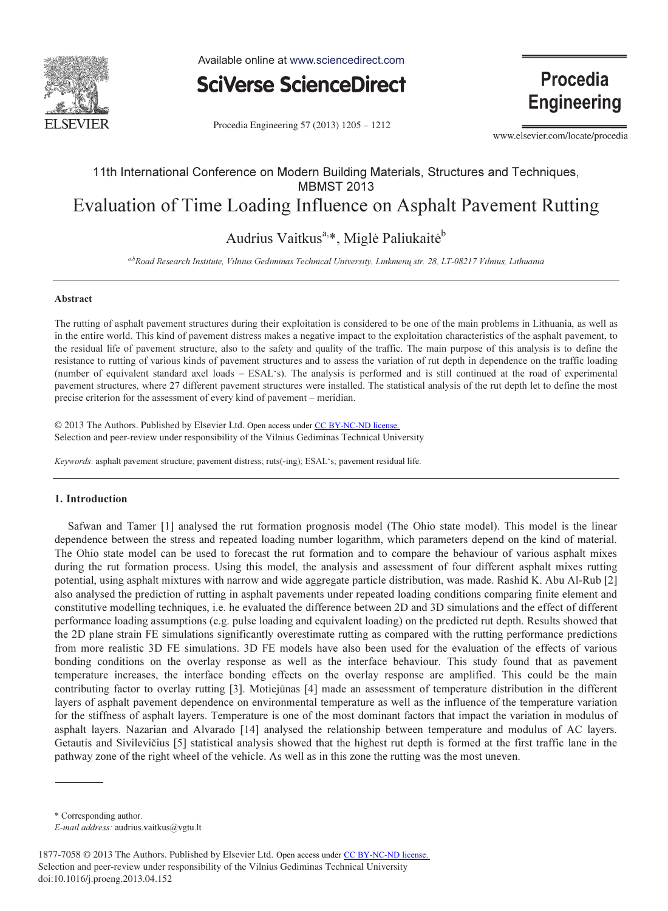11th International Conference on Modern Building Materials, Structures and Techniques, MBMST 2013

# Evaluation of Time Loading Influence on Asphalt Pavement Rutting

Audrius Vaitkus[a,*], Miglė Paliukaitė[b]

[a,b]*Road Research Institute, Vilnius Gediminas Technical University, Linkmenų str. 28, LT-08217 Vilnius, Lithuania*

---

### Abstract

The rutting of asphalt pavement structures during their exploitation is considered to be one of the main problems in Lithuania, as well as in the entire world. This kind of pavement distress makes a negative impact to the exploitation characteristics of the asphalt pavement, to the residual life of pavement structure, also to the safety and quality of the traffic. The main purpose of this analysis is to define the resistance to rutting of various kinds of pavement structures and to assess the variation of rut depth in dependence on the traffic loading (number of equivalent standard axel loads – ESAL's). The analysis is performed and is still continued at the road of experimental pavement structures, where 27 different pavement structures were installed. The statistical analysis of the rut depth let to define the most precise criterion for the assessment of every kind of pavement – meridian.

© 2013 The Authors. Published by Elsevier Ltd. Open access under CC BY-NC-ND license.
Selection and peer-review under responsibility of the Vilnius Gediminas Technical University

*Keywords*: asphalt pavement structure; pavement distress; ruts(-ing); ESAL's; pavement residual life.

---

## 1. Introduction

Safwan and Tamer [1] analysed the rut formation prognosis model (The Ohio state model). This model is the linear dependence between the stress and repeated loading number logarithm, which parameters depend on the kind of material. The Ohio state model can be used to forecast the rut formation and to compare the behaviour of various asphalt mixes during the rut formation process. Using this model, the analysis and assessment of four different asphalt mixes rutting potential, using asphalt mixtures with narrow and wide aggregate particle distribution, was made. Rashid K. Abu Al-Rub [2] also analysed the prediction of rutting in asphalt pavements under repeated loading conditions comparing finite element and constitutive modelling techniques, i.e. he evaluated the difference between 2D and 3D simulations and the effect of different performance loading assumptions (e.g. pulse loading and equivalent loading) on the predicted rut depth. Results showed that the 2D plane strain FE simulations significantly overestimate rutting as compared with the rutting performance predictions from more realistic 3D FE simulations. 3D FE models have also been used for the evaluation of the effects of various bonding conditions on the overlay response as well as the interface behaviour. This study found that as pavement temperature increases, the interface bonding effects on the overlay response are amplified. This could be the main contributing factor to overlay rutting [3]. Motiejūnas [4] made an assessment of temperature distribution in the different layers of asphalt pavement dependence on environmental temperature as well as the influence of the temperature variation for the stiffness of asphalt layers. Temperature is one of the most dominant factors that impact the variation in modulus of asphalt layers. Nazarian and Alvarado [14] analysed the relationship between temperature and modulus of AC layers. Getautis and Sivilevičius [5] statistical analysis showed that the highest rut depth is formed at the first traffic lane in the pathway zone of the right wheel of the vehicle. As well as in this zone the rutting was the most uneven.

---

\* Corresponding author.
*E-mail address:* audrius.vaitkus@vgtu.lt

1877-7058 © 2013 The Authors. Published by Elsevier Ltd. Open access under CC BY-NC-ND license.
Selection and peer-review under responsibility of the Vilnius Gediminas Technical University
doi:10.1016/j.proeng.2013.04.152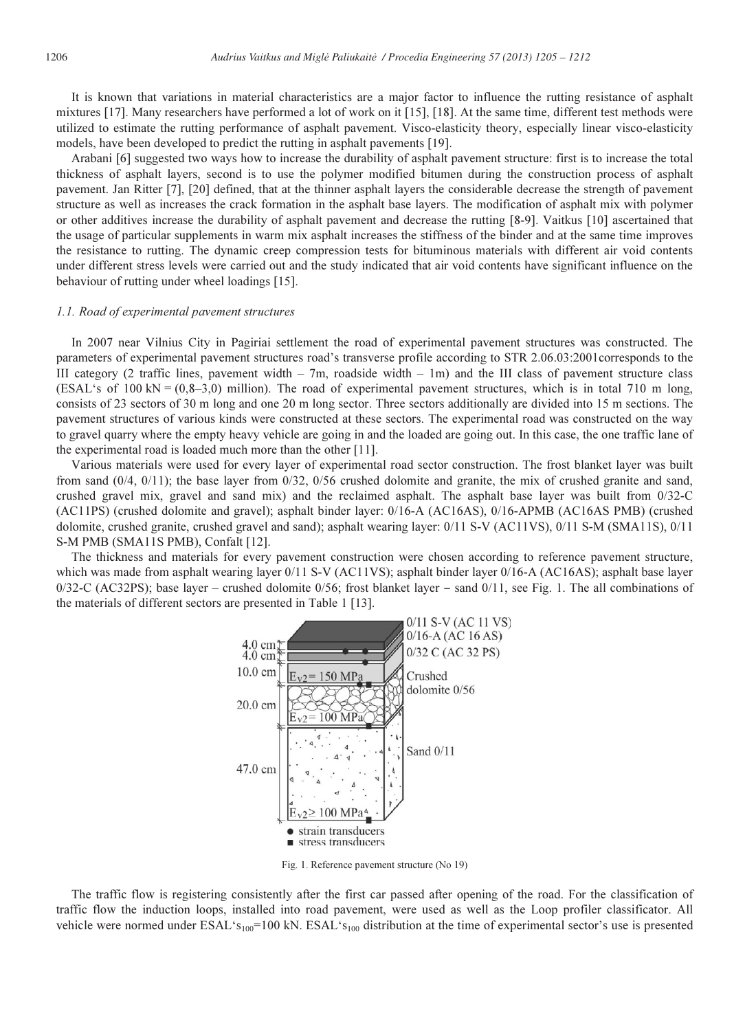It is known that variations in material characteristics are a major factor to influence the rutting resistance of asphalt mixtures [17]. Many researchers have performed a lot of work on it [15], [18]. At the same time, different test methods were utilized to estimate the rutting performance of asphalt pavement. Visco-elasticity theory, especially linear visco-elasticity models, have been developed to predict the rutting in asphalt pavements [19].

Arabani [6] suggested two ways how to increase the durability of asphalt pavement structure: first is to increase the total thickness of asphalt layers, second is to use the polymer modified bitumen during the construction process of asphalt pavement. Jan Ritter [7], [20] defined, that at the thinner asphalt layers the considerable decrease the strength of pavement structure as well as increases the crack formation in the asphalt base layers. The modification of asphalt mix with polymer or other additives increase the durability of asphalt pavement and decrease the rutting [8-9]. Vaitkus [10] ascertained that the usage of particular supplements in warm mix asphalt increases the stiffness of the binder and at the same time improves the resistance to rutting. The dynamic creep compression tests for bituminous materials with different air void contents under different stress levels were carried out and the study indicated that air void contents have significant influence on the behaviour of rutting under wheel loadings [15].

### *1.1. Road of experimental pavement structures*

In 2007 near Vilnius City in Pagiriai settlement the road of experimental pavement structures was constructed. The parameters of experimental pavement structures road's transverse profile according to STR 2.06.03:2001corresponds to the III category (2 traffic lines, pavement width – 7m, roadside width – 1m) and the III class of pavement structure class (ESAL's of 100 kN = (0,8–3,0) million). The road of experimental pavement structures, which is in total 710 m long, consists of 23 sectors of 30 m long and one 20 m long sector. Three sectors additionally are divided into 15 m sections. The pavement structures of various kinds were constructed at these sectors. The experimental road was constructed on the way to gravel quarry where the empty heavy vehicle are going in and the loaded are going out. In this case, the one traffic lane of the experimental road is loaded much more than the other [11].

Various materials were used for every layer of experimental road sector construction. The frost blanket layer was built from sand (0/4, 0/11); the base layer from 0/32, 0/56 crushed dolomite and granite, the mix of crushed granite and sand, crushed gravel mix, gravel and sand mix) and the reclaimed asphalt. The asphalt base layer was built from 0/32-C (AC11PS) (crushed dolomite and gravel); asphalt binder layer: 0/16-A (AC16AS), 0/16-APMB (AC16AS PMB) (crushed dolomite, crushed granite, crushed gravel and sand); asphalt wearing layer: 0/11 S-V (AC11VS), 0/11 S-M (SMA11S), 0/11 S-M PMB (SMA11S PMB), Confalt [12].

The thickness and materials for every pavement construction were chosen according to reference pavement structure, which was made from asphalt wearing layer 0/11 S-V (AC11VS); asphalt binder layer 0/16-A (AC16AS); asphalt base layer 0/32-C (AC32PS); base layer – crushed dolomite 0/56; frost blanket layer – sand 0/11, see Fig. 1. The all combinations of the materials of different sectors are presented in Table 1 [13].

Fig. 1. Reference pavement structure (No 19)

The traffic flow is registering consistently after the first car passed after opening of the road. For the classification of traffic flow the induction loops, installed into road pavement, were used as well as the Loop profiler classificator. All vehicle were normed under ESAL's$_{100}$=100 kN. ESAL's$_{100}$ distribution at the time of experimental sector's use is presented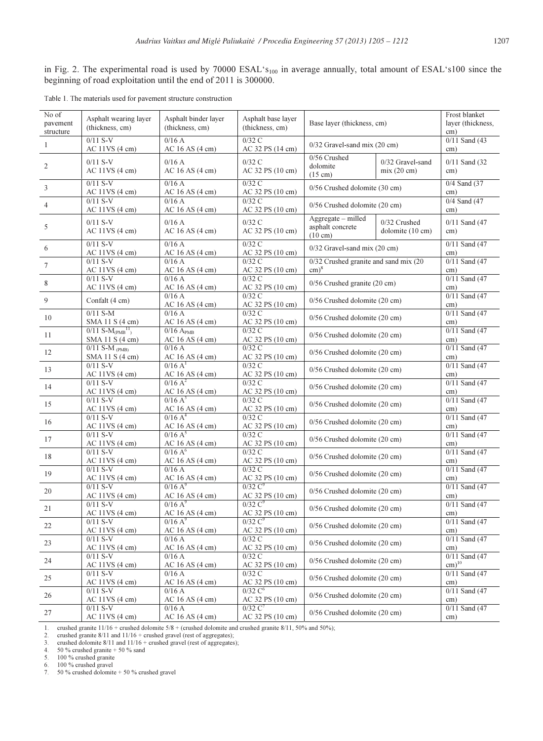in Fig. 2. The experimental road is used by 70000 ESAL's$_{100}$ in average annually, total amount of ESAL's100 since the beginning of road exploitation until the end of 2011 is 300000.

Table 1. The materials used for pavement structure construction

| No of pavement structure | Asphalt wearing layer (thickness, cm) | Asphalt binder layer (thickness, cm) | Asphalt base layer (thickness, cm) | Base layer (thickness, cm) | | Frost blanket layer (thickness, cm) |
|---|---|---|---|---|---|---|
| 1 | 0/11 S-V AC 11VS (4 cm) | 0/16 A AC 16 AS (4 cm) | 0/32 C AC 32 PS (14 cm) | 0/32 Gravel-sand mix (20 cm) | | 0/11 Sand (43 cm) |
| 2 | 0/11 S-V AC 11VS (4 cm) | 0/16 A AC 16 AS (4 cm) | 0/32 C AC 32 PS (10 cm) | 0/56 Crushed dolomite (15 cm) | 0/32 Gravel-sand mix (20 cm) | 0/11 Sand (32 cm) |
| 3 | 0/11 S-V AC 11VS (4 cm) | 0/16 A AC 16 AS (4 cm) | 0/32 C AC 32 PS (10 cm) | 0/56 Crushed dolomite (30 cm) | | 0/4 Sand (37 cm) |
| 4 | 0/11 S-V AC 11VS (4 cm) | 0/16 A AC 16 AS (4 cm) | 0/32 C AC 32 PS (10 cm) | 0/56 Crushed dolomite (20 cm) | | 0/4 Sand (47 cm) |
| 5 | 0/11 S-V AC 11VS (4 cm) | 0/16 A AC 16 AS (4 cm) | 0/32 C AC 32 PS (10 cm) | Aggregate – milled asphalt concrete (10 cm) | 0/32 Crushed dolomite (10 cm) | 0/11 Sand (47 cm) |
| 6 | 0/11 S-V AC 11VS (4 cm) | 0/16 A AC 16 AS (4 cm) | 0/32 C AC 32 PS (10 cm) | 0/32 Gravel-sand mix (20 cm) | | 0/11 Sand (47 cm) |
| 7 | 0/11 S-V AC 11VS (4 cm) | 0/16 A AC 16 AS (4 cm) | 0/32 C AC 32 PS (10 cm) | 0/32 Crushed granite and sand mix (20 cm)[8] | | 0/11 Sand (47 cm) |
| 8 | 0/11 S-V AC 11VS (4 cm) | 0/16 A AC 16 AS (4 cm) | 0/32 C AC 32 PS (10 cm) | 0/56 Crushed granite (20 cm) | | 0/11 Sand (47 cm) |
| 9 | Confalt (4 cm) | 0/16 A AC 16 AS (4 cm) | 0/32 C AC 32 PS (10 cm) | 0/56 Crushed dolomite (20 cm) | | 0/11 Sand (47 cm) |
| 10 | 0/11 S-M SMA 11 S (4 cm) | 0/16 A AC 16 AS (4 cm) | 0/32 C AC 32 PS (10 cm) | 0/56 Crushed dolomite (20 cm) | | 0/11 Sand (47 cm) |
| 11 | 0/11 S-M$_{(PMB}$[11]$_{)}$ SMA 11 S (4 cm) | 0/16 A$_{PMB}$ AC 16 AS (4 cm) | 0/32 C AC 32 PS (10 cm) | 0/56 Crushed dolomite (20 cm) | | 0/11 Sand (47 cm) |
| 12 | 0/11 S-M $_{(PMB)}$ SMA 11 S (4 cm) | 0/16 A AC 16 AS (4 cm) | 0/32 C AC 32 PS (10 cm) | 0/56 Crushed dolomite (20 cm) | | 0/11 Sand (47 cm) |
| 13 | 0/11 S-V AC 11VS (4 cm) | 0/16 A[1] AC 16 AS (4 cm) | 0/32 C AC 32 PS (10 cm) | 0/56 Crushed dolomite (20 cm) | | 0/11 Sand (47 cm) |
| 14 | 0/11 S-V AC 11VS (4 cm) | 0/16 A[2] AC 16 AS (4 cm) | 0/32 C AC 32 PS (10 cm) | 0/56 Crushed dolomite (20 cm) | | 0/11 Sand (47 cm) |
| 15 | 0/11 S-V AC 11VS (4 cm) | 0/16 A[3] AC 16 AS (4 cm) | 0/32 C AC 32 PS (10 cm) | 0/56 Crushed dolomite (20 cm) | | 0/11 Sand (47 cm) |
| 16 | 0/11 S-V AC 11VS (4 cm) | 0/16 A[4] AC 16 AS (4 cm) | 0/32 C AC 32 PS (10 cm) | 0/56 Crushed dolomite (20 cm) | | 0/11 Sand (47 cm) |
| 17 | 0/11 S-V AC 11VS (4 cm) | 0/16 A[5] AC 16 AS (4 cm) | 0/32 C AC 32 PS (10 cm) | 0/56 Crushed dolomite (20 cm) | | 0/11 Sand (47 cm) |
| 18 | 0/11 S-V AC 11VS (4 cm) | 0/16 A[6] AC 16 AS (4 cm) | 0/32 C AC 32 PS (10 cm) | 0/56 Crushed dolomite (20 cm) | | 0/11 Sand (47 cm) |
| 19 | 0/11 S-V AC 11VS (4 cm) | 0/16 A AC 16 AS (4 cm) | 0/32 C AC 32 PS (10 cm) | 0/56 Crushed dolomite (20 cm) | | 0/11 Sand (47 cm) |
| 20 | 0/11 S-V AC 11VS (4 cm) | 0/16 A[9] AC 16 AS (4 cm) | 0/32 C[9] AC 32 PS (10 cm) | 0/56 Crushed dolomite (20 cm) | | 0/11 Sand (47 cm) |
| 21 | 0/11 S-V AC 11VS (4 cm) | 0/16 A[9] AC 16 AS (4 cm) | 0/32 C[9] AC 32 PS (10 cm) | 0/56 Crushed dolomite (20 cm) | | 0/11 Sand (47 cm) |
| 22 | 0/11 S-V AC 11VS (4 cm) | 0/16 A[9] AC 16 AS (4 cm) | 0/32 C[9] AC 32 PS (10 cm) | 0/56 Crushed dolomite (20 cm) | | 0/11 Sand (47 cm) |
| 23 | 0/11 S-V AC 11VS (4 cm) | 0/16 A AC 16 AS (4 cm) | 0/32 C AC 32 PS (10 cm) | 0/56 Crushed dolomite (20 cm) | | 0/11 Sand (47 cm) |
| 24 | 0/11 S-V AC 11VS (4 cm) | 0/16 A AC 16 AS (4 cm) | 0/32 C AC 32 PS (10 cm) | 0/56 Crushed dolomite (20 cm) | | 0/11 Sand (47 cm)[10] |
| 25 | 0/11 S-V AC 11VS (4 cm) | 0/16 A AC 16 AS (4 cm) | 0/32 C AC 32 PS (10 cm) | 0/56 Crushed dolomite (20 cm) | | 0/11 Sand (47 cm) |
| 26 | 0/11 S-V AC 11VS (4 cm) | 0/16 A AC 16 AS (4 cm) | 0/32 C[6] AC 32 PS (10 cm) | 0/56 Crushed dolomite (20 cm) | | 0/11 Sand (47 cm) |
| 27 | 0/11 S-V AC 11VS (4 cm) | 0/16 A AC 16 AS (4 cm) | 0/32 C[7] AC 32 PS (10 cm) | 0/56 Crushed dolomite (20 cm) | | 0/11 Sand (47 cm) |

1. crushed granite 11/16 + crushed dolomite 5/8 + (crushed dolomite and crushed granite 8/11, 50% and 50%);
2. crushed granite 8/11 and 11/16 + crushed gravel (rest of aggregates);
3. crushed dolomite 8/11 and 11/16 + crushed gravel (rest of aggregates);
4. 50 % crushed granite + 50 % sand
5. 100 % crushed granite
6. 100 % crushed gravel
7. 50 % crushed dolomite + 50 % crushed gravel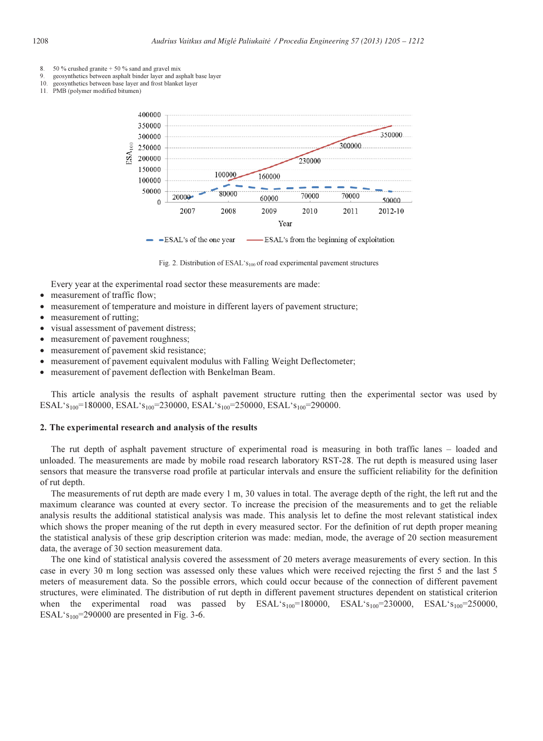8. 50 % crushed granite + 50 % sand and gravel mix
9. geosynthetics between asphalt binder layer and asphalt base layer
10. geosynthetics between base layer and frost blanket layer
11. PMB (polymer modified bitumen)

Fig. 2. Distribution of ESAL‘$s_{100}$ of road experimental pavement structures

Every year at the experimental road sector these measurements are made:

- measurement of traffic flow;
- measurement of temperature and moisture in different layers of pavement structure;
- measurement of rutting;
- visual assessment of pavement distress;
- measurement of pavement roughness;
- measurement of pavement skid resistance;
- measurement of pavement equivalent modulus with Falling Weight Deflectometer;
- measurement of pavement deflection with Benkelman Beam.

This article analysis the results of asphalt pavement structure rutting then the experimental sector was used by ESAL‘$s_{100}$=180000, ESAL‘$s_{100}$=230000, ESAL‘$s_{100}$=250000, ESAL‘$s_{100}$=290000.

## 2. The experimental research and analysis of the results

The rut depth of asphalt pavement structure of experimental road is measuring in both traffic lanes – loaded and unloaded. The measurements are made by mobile road research laboratory RST-28. The rut depth is measured using laser sensors that measure the transverse road profile at particular intervals and ensure the sufficient reliability for the definition of rut depth.

The measurements of rut depth are made every 1 m, 30 values in total. The average depth of the right, the left rut and the maximum clearance was counted at every sector. To increase the precision of the measurements and to get the reliable analysis results the additional statistical analysis was made. This analysis let to define the most relevant statistical index which shows the proper meaning of the rut depth in every measured sector. For the definition of rut depth proper meaning the statistical analysis of these grip description criterion was made: median, mode, the average of 20 section measurement data, the average of 30 section measurement data.

The one kind of statistical analysis covered the assessment of 20 meters average measurements of every section. In this case in every 30 m long section was assessed only these values which were received rejecting the first 5 and the last 5 meters of measurement data. So the possible errors, which could occur because of the connection of different pavement structures, were eliminated. The distribution of rut depth in different pavement structures dependent on statistical criterion when the experimental road was passed by ESAL‘$s_{100}$=180000, ESAL‘$s_{100}$=230000, ESAL‘$s_{100}$=250000, ESAL‘$s_{100}$=290000 are presented in Fig. 3-6.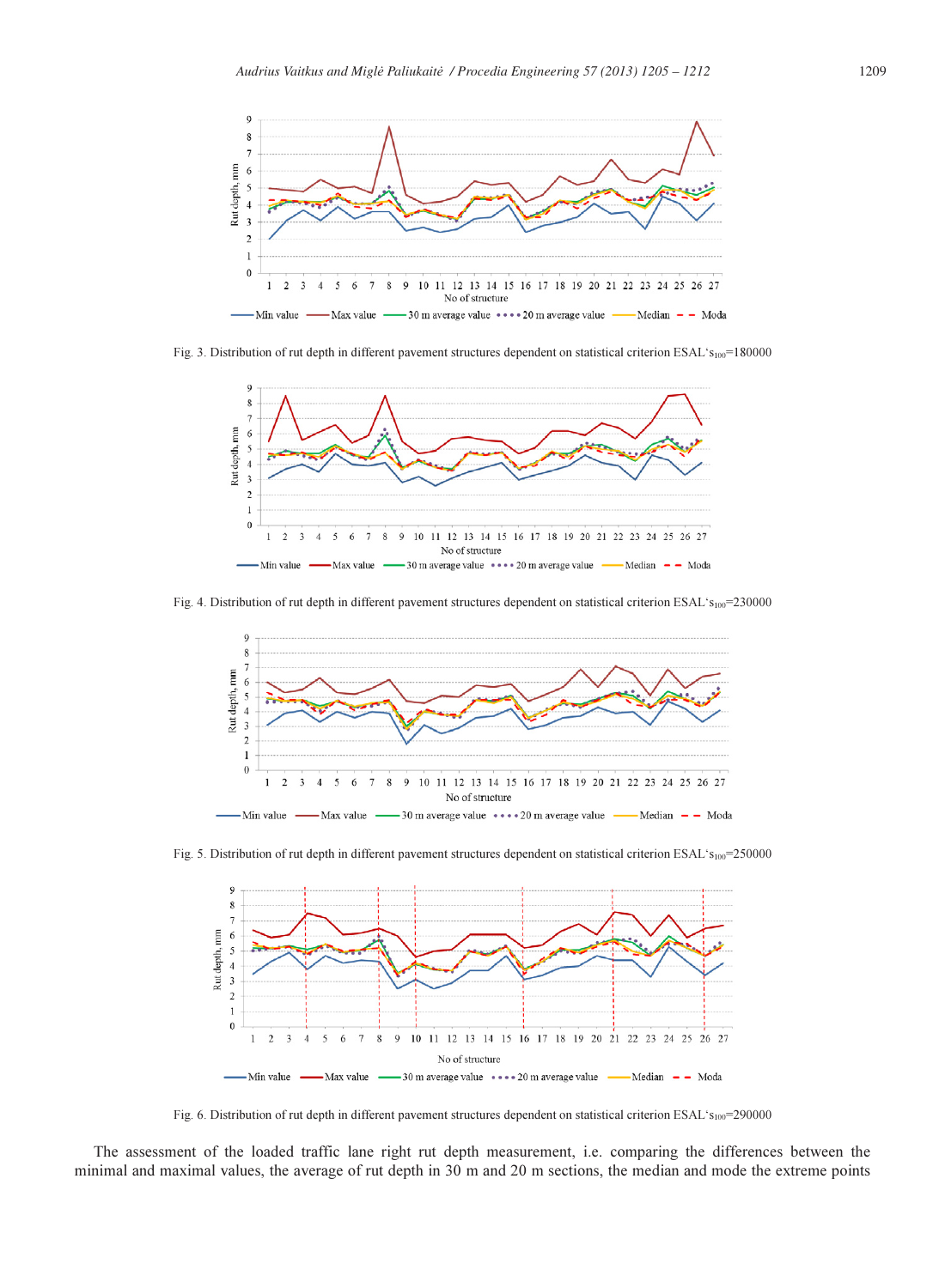Fig. 3. Distribution of rut depth in different pavement structures dependent on statistical criterion ESAL'$s_{100}$=180000

Fig. 4. Distribution of rut depth in different pavement structures dependent on statistical criterion ESAL'$s_{100}$=230000

Fig. 5. Distribution of rut depth in different pavement structures dependent on statistical criterion ESAL'$s_{100}$=250000

Fig. 6. Distribution of rut depth in different pavement structures dependent on statistical criterion ESAL'$s_{100}$=290000

The assessment of the loaded traffic lane right rut depth measurement, i.e. comparing the differences between the minimal and maximal values, the average of rut depth in 30 m and 20 m sections, the median and mode the extreme points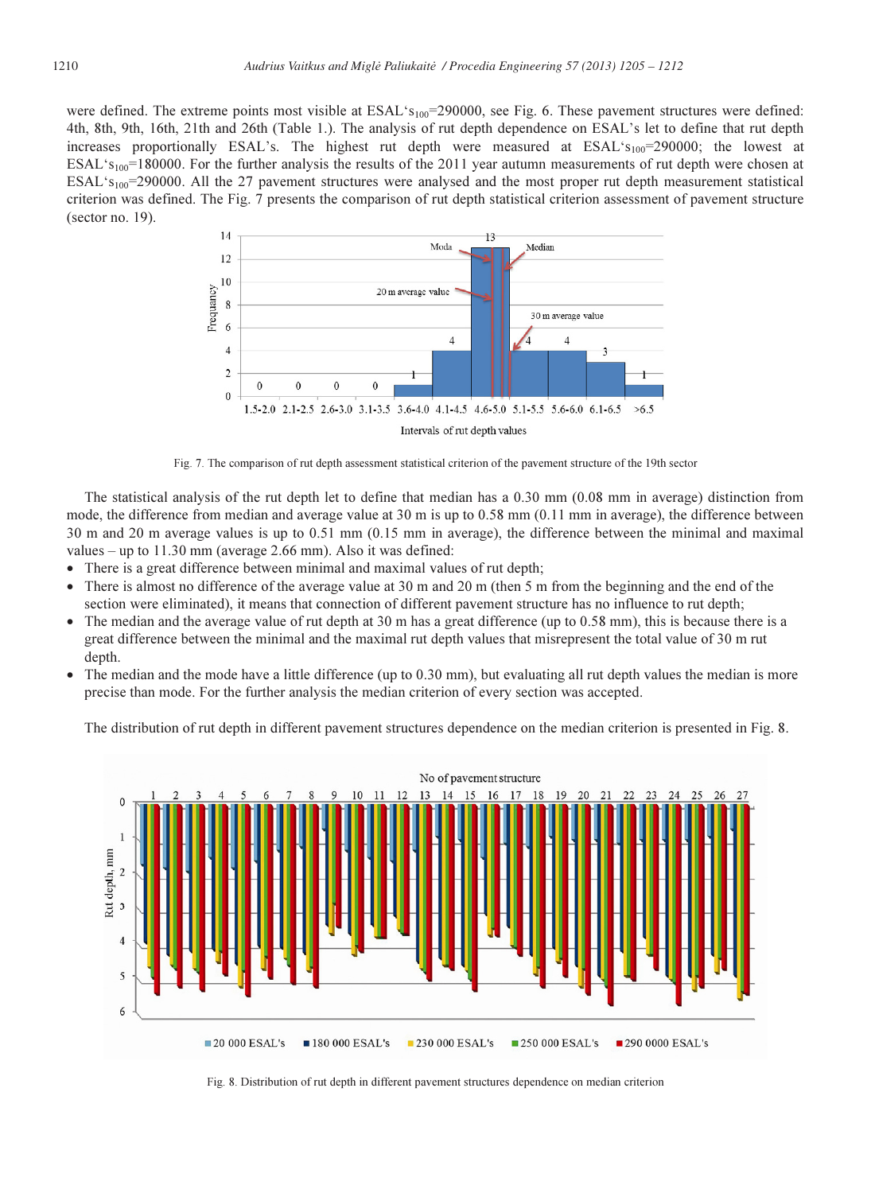were defined. The extreme points most visible at ESAL's$_{100}$=290000, see Fig. 6. These pavement structures were defined: 4th, 8th, 9th, 16th, 21th and 26th (Table 1.). The analysis of rut depth dependence on ESAL's let to define that rut depth increases proportionally ESAL's. The highest rut depth were measured at ESAL's$_{100}$=290000; the lowest at ESAL's$_{100}$=180000. For the further analysis the results of the 2011 year autumn measurements of rut depth were chosen at ESAL's$_{100}$=290000. All the 27 pavement structures were analysed and the most proper rut depth measurement statistical criterion was defined. The Fig. 7 presents the comparison of rut depth statistical criterion assessment of pavement structure (sector no. 19).

Fig. 7. The comparison of rut depth assessment statistical criterion of the pavement structure of the 19th sector

The statistical analysis of the rut depth let to define that median has a 0.30 mm (0.08 mm in average) distinction from mode, the difference from median and average value at 30 m is up to 0.58 mm (0.11 mm in average), the difference between 30 m and 20 m average values is up to 0.51 mm (0.15 mm in average), the difference between the minimal and maximal values – up to 11.30 mm (average 2.66 mm). Also it was defined:

- There is a great difference between minimal and maximal values of rut depth;
- There is almost no difference of the average value at 30 m and 20 m (then 5 m from the beginning and the end of the section were eliminated), it means that connection of different pavement structure has no influence to rut depth;
- The median and the average value of rut depth at 30 m has a great difference (up to 0.58 mm), this is because there is a great difference between the minimal and the maximal rut depth values that misrepresent the total value of 30 m rut depth.
- The median and the mode have a little difference (up to 0.30 mm), but evaluating all rut depth values the median is more precise than mode. For the further analysis the median criterion of every section was accepted.

The distribution of rut depth in different pavement structures dependence on the median criterion is presented in Fig. 8.

Fig. 8. Distribution of rut depth in different pavement structures dependence on median criterion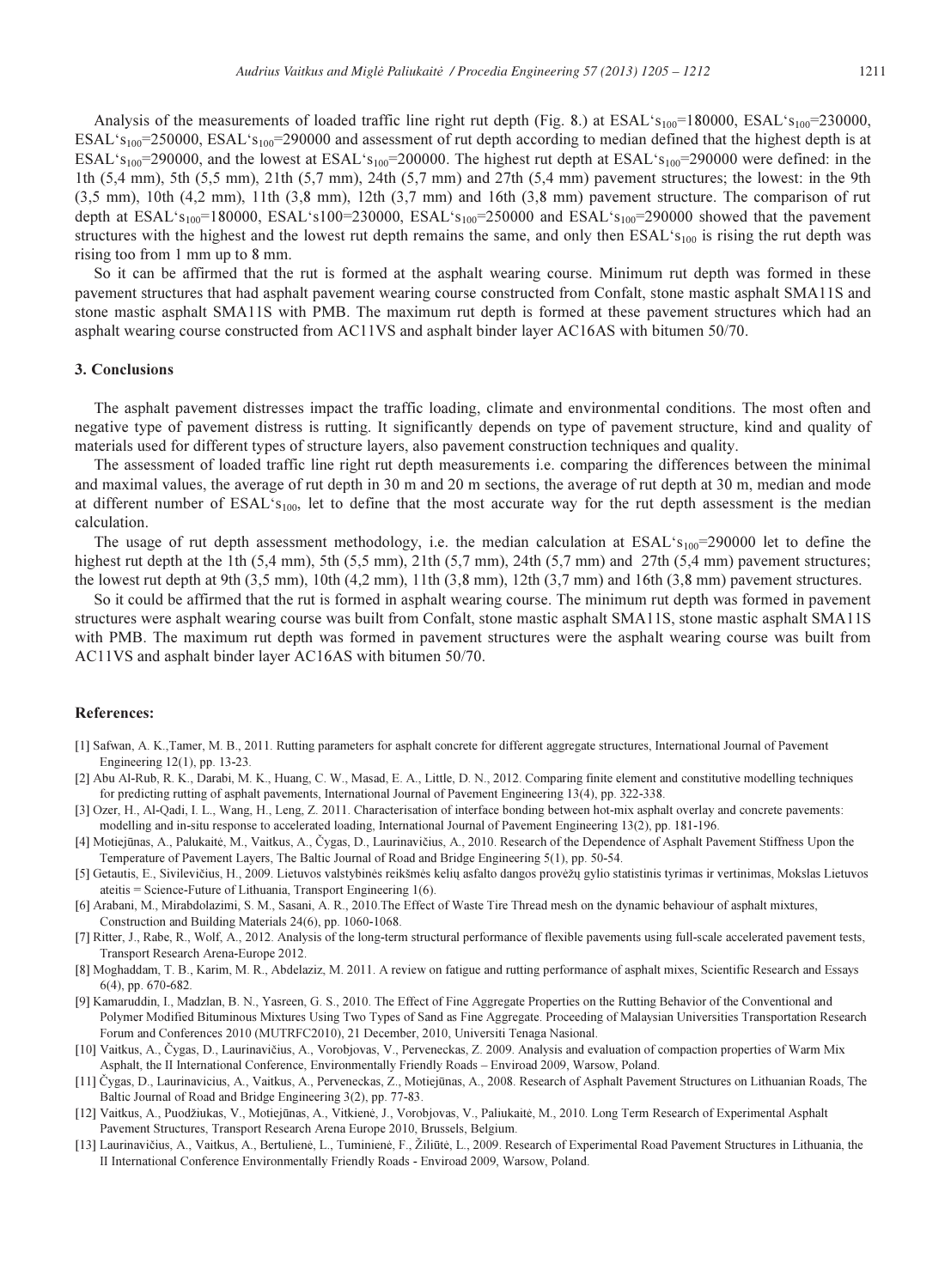Analysis of the measurements of loaded traffic line right rut depth (Fig. 8.) at ESAL‘$s_{100}$=180000, ESAL‘$s_{100}$=230000, ESAL‘$s_{100}$=250000, ESAL‘$s_{100}$=290000 and assessment of rut depth according to median defined that the highest depth is at ESAL‘$s_{100}$=290000, and the lowest at ESAL‘$s_{100}$=200000. The highest rut depth at ESAL‘$s_{100}$=290000 were defined: in the 1th (5,4 mm), 5th (5,5 mm), 21th (5,7 mm), 24th (5,7 mm) and 27th (5,4 mm) pavement structures; the lowest: in the 9th (3,5 mm), 10th (4,2 mm), 11th (3,8 mm), 12th (3,7 mm) and 16th (3,8 mm) pavement structure. The comparison of rut depth at ESAL‘$s_{100}$=180000, ESAL‘s100=230000, ESAL‘$s_{100}$=250000 and ESAL‘$s_{100}$=290000 showed that the pavement structures with the highest and the lowest rut depth remains the same, and only then ESAL‘$s_{100}$ is rising the rut depth was rising too from 1 mm up to 8 mm.

So it can be affirmed that the rut is formed at the asphalt wearing course. Minimum rut depth was formed in these pavement structures that had asphalt pavement wearing course constructed from Confalt, stone mastic asphalt SMA11S and stone mastic asphalt SMA11S with PMB. The maximum rut depth is formed at these pavement structures which had an asphalt wearing course constructed from AC11VS and asphalt binder layer AC16AS with bitumen 50/70.

## 3. Conclusions

The asphalt pavement distresses impact the traffic loading, climate and environmental conditions. The most often and negative type of pavement distress is rutting. It significantly depends on type of pavement structure, kind and quality of materials used for different types of structure layers, also pavement construction techniques and quality.

The assessment of loaded traffic line right rut depth measurements i.e. comparing the differences between the minimal and maximal values, the average of rut depth in 30 m and 20 m sections, the average of rut depth at 30 m, median and mode at different number of ESAL‘$s_{100}$, let to define that the most accurate way for the rut depth assessment is the median calculation.

The usage of rut depth assessment methodology, i.e. the median calculation at ESAL‘$s_{100}$=290000 let to define the highest rut depth at the 1th (5,4 mm), 5th (5,5 mm), 21th (5,7 mm), 24th (5,7 mm) and 27th (5,4 mm) pavement structures; the lowest rut depth at 9th (3,5 mm), 10th (4,2 mm), 11th (3,8 mm), 12th (3,7 mm) and 16th (3,8 mm) pavement structures.

So it could be affirmed that the rut is formed in asphalt wearing course. The minimum rut depth was formed in pavement structures were asphalt wearing course was built from Confalt, stone mastic asphalt SMA11S, stone mastic asphalt SMA11S with PMB. The maximum rut depth was formed in pavement structures were the asphalt wearing course was built from AC11VS and asphalt binder layer AC16AS with bitumen 50/70.

## References:

[1] Safwan, A. K.,Tamer, M. B., 2011. Rutting parameters for asphalt concrete for different aggregate structures, International Journal of Pavement Engineering 12(1), pp. 13-23.

[2] Abu Al-Rub, R. K., Darabi, M. K., Huang, C. W., Masad, E. A., Little, D. N., 2012. Comparing finite element and constitutive modelling techniques for predicting rutting of asphalt pavements, International Journal of Pavement Engineering 13(4), pp. 322-338.

[3] Ozer, H., Al-Qadi, I. L., Wang, H., Leng, Z. 2011. Characterisation of interface bonding between hot-mix asphalt overlay and concrete pavements: modelling and in-situ response to accelerated loading, International Journal of Pavement Engineering 13(2), pp. 181-196.

[4] Motiejūnas, A., Palukaitė, M., Vaitkus, A., Čygas, D., Laurinavičius, A., 2010. Research of the Dependence of Asphalt Pavement Stiffness Upon the Temperature of Pavement Layers, The Baltic Journal of Road and Bridge Engineering 5(1), pp. 50-54.

[5] Getautis, E., Sivilevičius, H., 2009. Lietuvos valstybinės reikšmės kelių asfalto dangos provėžų gylio statistinis tyrimas ir vertinimas, Mokslas Lietuvos ateitis = Science-Future of Lithuania, Transport Engineering 1(6).

[6] Arabani, M., Mirabdolazimi, S. M., Sasani, A. R., 2010.The Effect of Waste Tire Thread mesh on the dynamic behaviour of asphalt mixtures, Construction and Building Materials 24(6), pp. 1060-1068.

[7] Ritter, J., Rabe, R., Wolf, A., 2012. Analysis of the long-term structural performance of flexible pavements using full-scale accelerated pavement tests, Transport Research Arena-Europe 2012.

[8] Moghaddam, T. B., Karim, M. R., Abdelaziz, M. 2011. A review on fatigue and rutting performance of asphalt mixes, Scientific Research and Essays 6(4), pp. 670-682.

[9] Kamaruddin, I., Madzlan, B. N., Yasreen, G. S., 2010. The Effect of Fine Aggregate Properties on the Rutting Behavior of the Conventional and Polymer Modified Bituminous Mixtures Using Two Types of Sand as Fine Aggregate. Proceeding of Malaysian Universities Transportation Research Forum and Conferences 2010 (MUTRFC2010), 21 December, 2010, Universiti Tenaga Nasional.

[10] Vaitkus, A., Čygas, D., Laurinavičius, A., Vorobjovas, V., Perveneckas, Z. 2009. Analysis and evaluation of compaction properties of Warm Mix Asphalt, the II International Conference, Environmentally Friendly Roads – Enviroad 2009, Warsow, Poland.

[11] Čygas, D., Laurinavicius, A., Vaitkus, A., Perveneckas, Z., Motiejūnas, A., 2008. Research of Asphalt Pavement Structures on Lithuanian Roads, The Baltic Journal of Road and Bridge Engineering 3(2), pp. 77-83.

[12] Vaitkus, A., Puodžiukas, V., Motiejūnas, A., Vitkienė, J., Vorobjovas, V., Paliukaitė, M., 2010. Long Term Research of Experimental Asphalt Pavement Structures, Transport Research Arena Europe 2010, Brussels, Belgium.

[13] Laurinavičius, A., Vaitkus, A., Bertulienė, L., Tuminienė, F., Žiliūtė, L., 2009. Research of Experimental Road Pavement Structures in Lithuania, the II International Conference Environmentally Friendly Roads - Enviroad 2009, Warsow, Poland.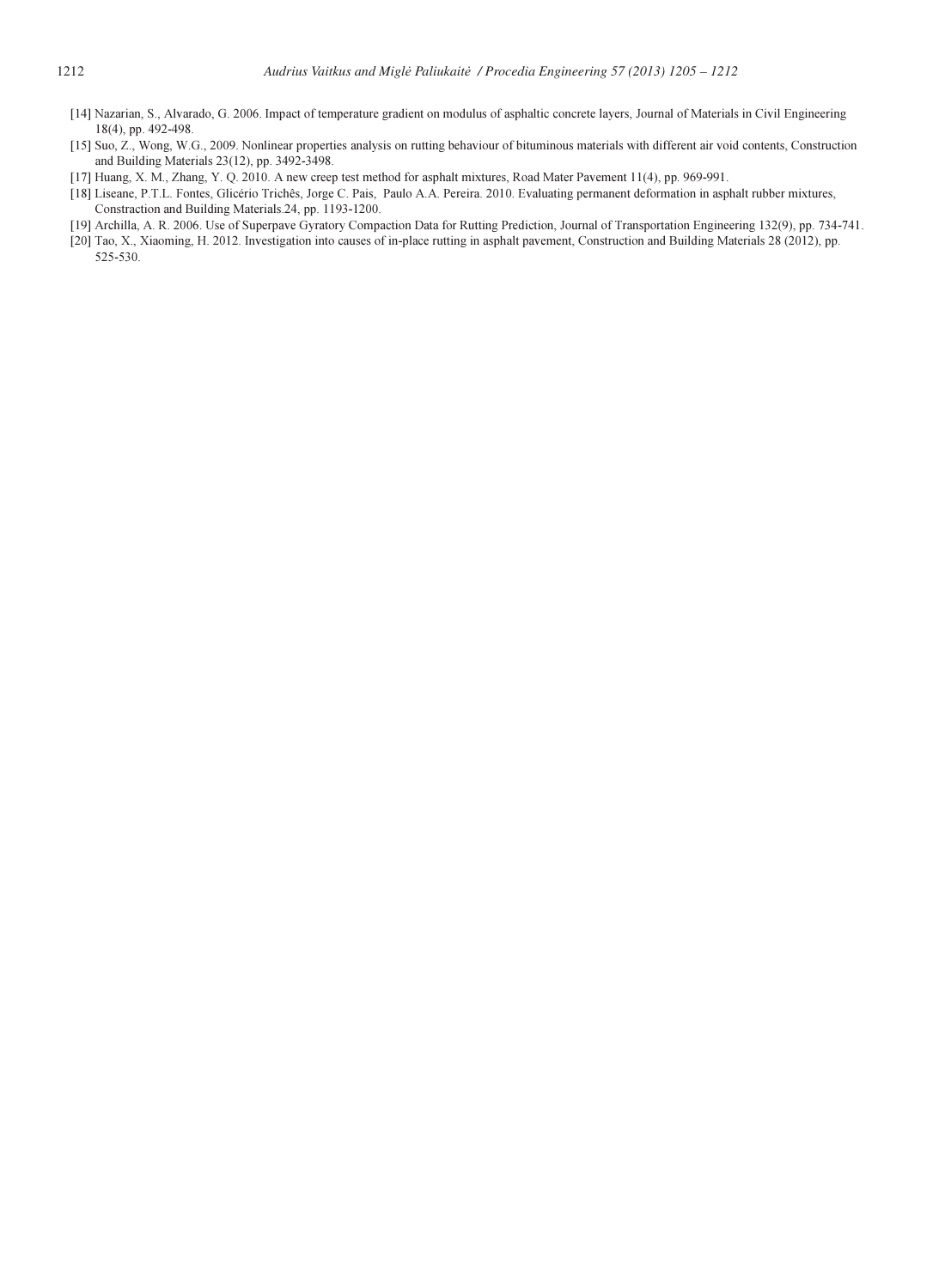[14] Nazarian, S., Alvarado, G. 2006. Impact of temperature gradient on modulus of asphaltic concrete layers, Journal of Materials in Civil Engineering 18(4), pp. 492-498.

[15] Suo, Z., Wong, W.G., 2009. Nonlinear properties analysis on rutting behaviour of bituminous materials with different air void contents, Construction and Building Materials 23(12), pp. 3492-3498.

[17] Huang, X. M., Zhang, Y. Q. 2010. A new creep test method for asphalt mixtures, Road Mater Pavement 11(4), pp. 969-991.

[18] Liseane, P.T.L. Fontes, Glicério Trichês, Jorge C. Pais, Paulo A.A. Pereira. 2010. Evaluating permanent deformation in asphalt rubber mixtures, Constraction and Building Materials.24, pp. 1193-1200.

[19] Archilla, A. R. 2006. Use of Superpave Gyratory Compaction Data for Rutting Prediction, Journal of Transportation Engineering 132(9), pp. 734-741.

[20] Tao, X., Xiaoming, H. 2012. Investigation into causes of in-place rutting in asphalt pavement, Construction and Building Materials 28 (2012), pp. 525-530.